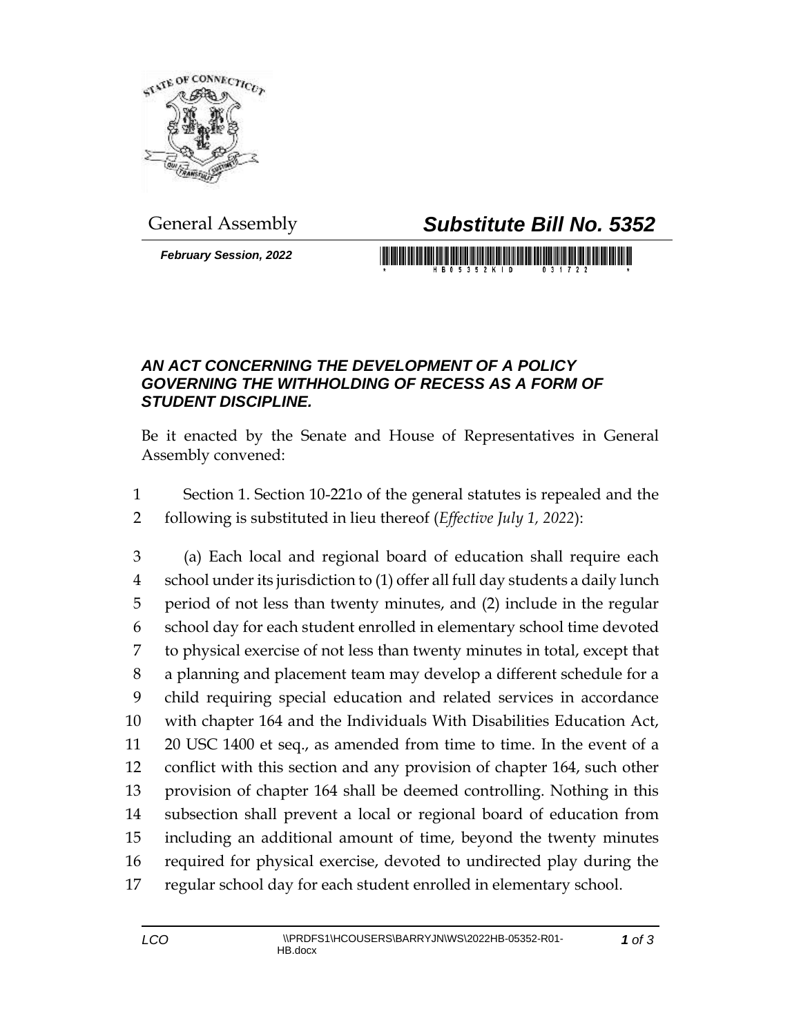General Assembly

# *Substitute Bill No. 5352*

***February Session, 2022***

### *AN ACT CONCERNING THE DEVELOPMENT OF A POLICY GOVERNING THE WITHHOLDING OF RECESS AS A FORM OF STUDENT DISCIPLINE.*

Be it enacted by the Senate and House of Representatives in General Assembly convened:

1 Section 1. Section 10-221o of the general statutes is repealed and the
2 following is substituted in lieu thereof (*Effective July 1, 2022*):

3 (a) Each local and regional board of education shall require each
4 school under its jurisdiction to (1) offer all full day students a daily lunch
5 period of not less than twenty minutes, and (2) include in the regular
6 school day for each student enrolled in elementary school time devoted
7 to physical exercise of not less than twenty minutes in total, except that
8 a planning and placement team may develop a different schedule for a
9 child requiring special education and related services in accordance
10 with chapter 164 and the Individuals With Disabilities Education Act,
11 20 USC 1400 et seq., as amended from time to time. In the event of a
12 conflict with this section and any provision of chapter 164, such other
13 provision of chapter 164 shall be deemed controlling. Nothing in this
14 subsection shall prevent a local or regional board of education from
15 including an additional amount of time, beyond the twenty minutes
16 required for physical exercise, devoted to undirected play during the
17 regular school day for each student enrolled in elementary school.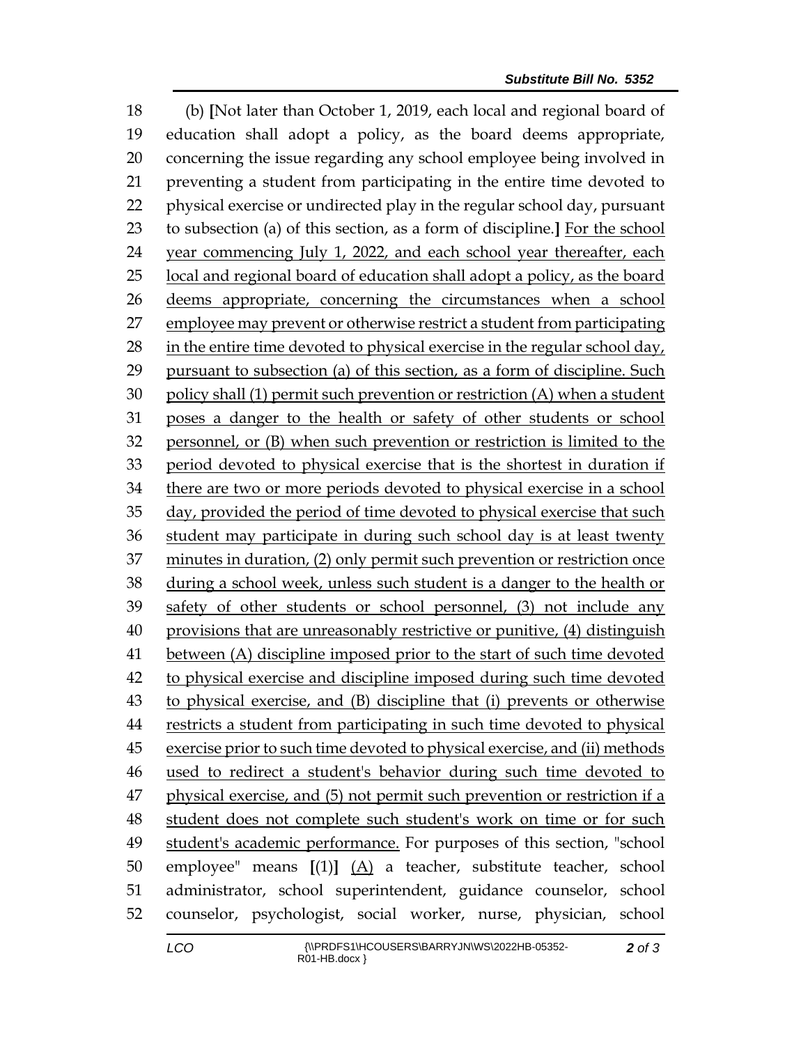(b) **[**Not later than October 1, 2019, each local and regional board of education shall adopt a policy, as the board deems appropriate, concerning the issue regarding any school employee being involved in preventing a student from participating in the entire time devoted to physical exercise or undirected play in the regular school day, pursuant to subsection (a) of this section, as a form of discipline.**]** <u>For the school year commencing July 1, 2022, and each school year thereafter, each local and regional board of education shall adopt a policy, as the board deems appropriate, concerning the circumstances when a school employee may prevent or otherwise restrict a student from participating in the entire time devoted to physical exercise in the regular school day, pursuant to subsection (a) of this section, as a form of discipline. Such policy shall (1) permit such prevention or restriction (A) when a student poses a danger to the health or safety of other students or school personnel, or (B) when such prevention or restriction is limited to the period devoted to physical exercise that is the shortest in duration if there are two or more periods devoted to physical exercise in a school day, provided the period of time devoted to physical exercise that such student may participate in during such school day is at least twenty minutes in duration, (2) only permit such prevention or restriction once during a school week, unless such student is a danger to the health or safety of other students or school personnel, (3) not include any provisions that are unreasonably restrictive or punitive, (4) distinguish between (A) discipline imposed prior to the start of such time devoted to physical exercise and discipline imposed during such time devoted to physical exercise, and (B) discipline that (i) prevents or otherwise restricts a student from participating in such time devoted to physical exercise prior to such time devoted to physical exercise, and (ii) methods used to redirect a student's behavior during such time devoted to physical exercise, and (5) not permit such prevention or restriction if a student does not complete such student's work on time or for such student's academic performance.</u> For purposes of this section, "school employee" means **[**(1)**]** <u>(A)</u> a teacher, substitute teacher, school administrator, school superintendent, guidance counselor, school counselor, psychologist, social worker, nurse, physician, school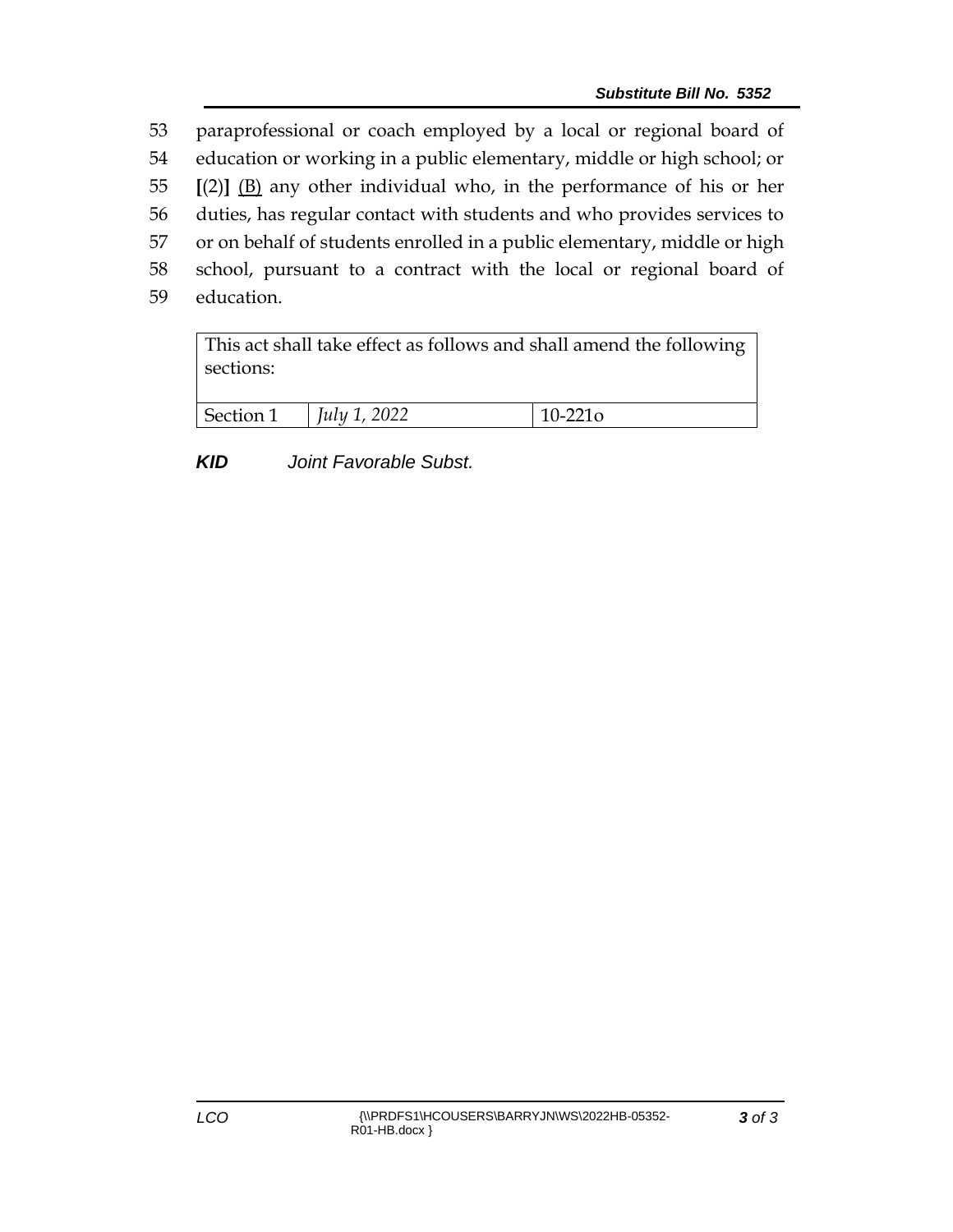53 paraprofessional or coach employed by a local or regional board of
54 education or working in a public elementary, middle or high school; or
55 **[**(2)**]** (B) any other individual who, in the performance of his or her
56 duties, has regular contact with students and who provides services to
57 or on behalf of students enrolled in a public elementary, middle or high
58 school, pursuant to a contract with the local or regional board of
59 education.

| This act shall take effect as follows and shall amend the following sections: | | |
|---|---|---|
| Section 1 | *July 1, 2022* | 10-221o |

***KID*** *Joint Favorable Subst.*